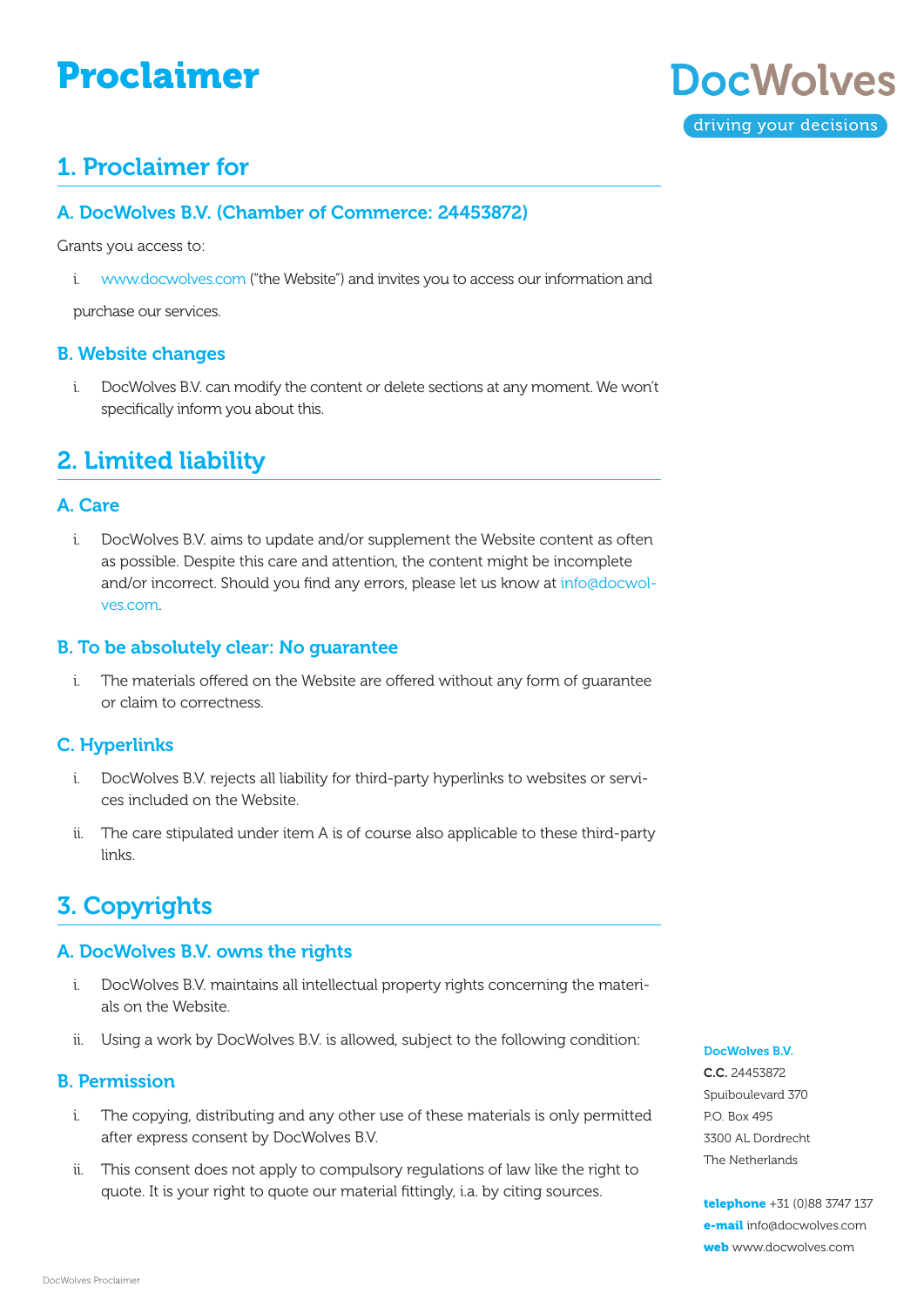# Proclaimer

DocWolves
driving your decisions

## 1. Proclaimer for

### A. DocWolves B.V. (Chamber of Commerce: 24453872)

Grants you access to:

i. www.docwolves.com ("the Website") and invites you to access our information and purchase our services.

### B. Website changes

i. DocWolves B.V. can modify the content or delete sections at any moment. We won't specifically inform you about this.

## 2. Limited liability

### A. Care

i. DocWolves B.V. aims to update and/or supplement the Website content as often as possible. Despite this care and attention, the content might be incomplete and/or incorrect. Should you find any errors, please let us know at info@docwolves.com.

### B. To be absolutely clear: No guarantee

i. The materials offered on the Website are offered without any form of guarantee or claim to correctness.

### C. Hyperlinks

i. DocWolves B.V. rejects all liability for third-party hyperlinks to websites or services included on the Website.

ii. The care stipulated under item A is of course also applicable to these third-party links.

## 3. Copyrights

### A. DocWolves B.V. owns the rights

i. DocWolves B.V. maintains all intellectual property rights concerning the materials on the Website.

ii. Using a work by DocWolves B.V. is allowed, subject to the following condition:

### B. Permission

i. The copying, distributing and any other use of these materials is only permitted after express consent by DocWolves B.V.

ii. This consent does not apply to compulsory regulations of law like the right to quote. It is your right to quote our material fittingly, i.a. by citing sources.

**DocWolves B.V.**
**C.C.** 24453872
Spuiboulevard 370
P.O. Box 495
3300 AL Dordrecht
The Netherlands

**telephone** +31 (0)88 3747 137
**e-mail** info@docwolves.com
**web** www.docwolves.com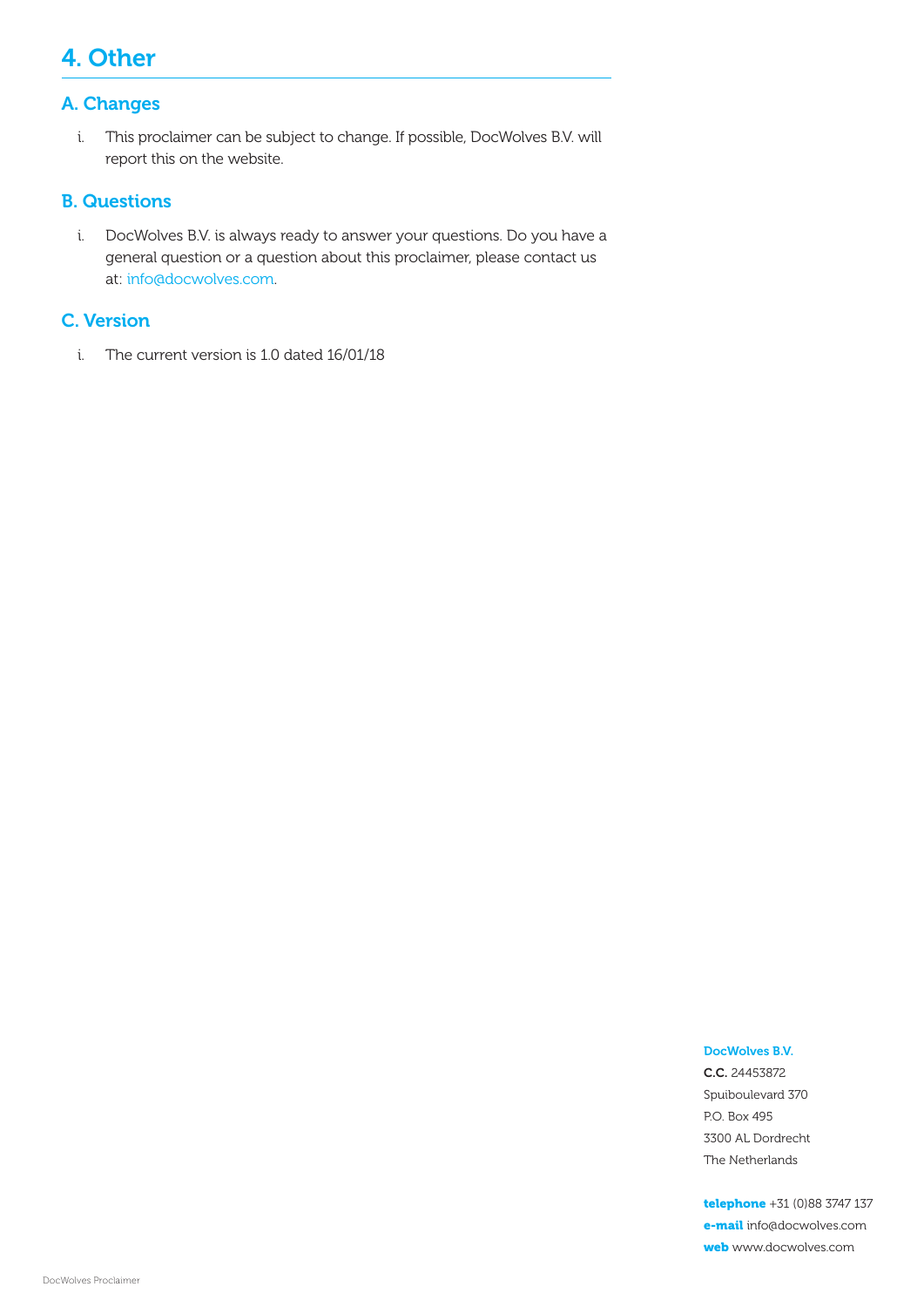# 4. Other

## A. Changes

i. This proclaimer can be subject to change. If possible, DocWolves B.V. will report this on the website.

## B. Questions

i. DocWolves B.V. is always ready to answer your questions. Do you have a general question or a question about this proclaimer, please contact us at: info@docwolves.com.

## C. Version

i. The current version is 1.0 dated 16/01/18

**DocWolves B.V.**
**C.C.** 24453872
Spuiboulevard 370
P.O. Box 495
3300 AL Dordrecht
The Netherlands

**telephone** +31 (0)88 3747 137
**e-mail** info@docwolves.com
**web** www.docwolves.com